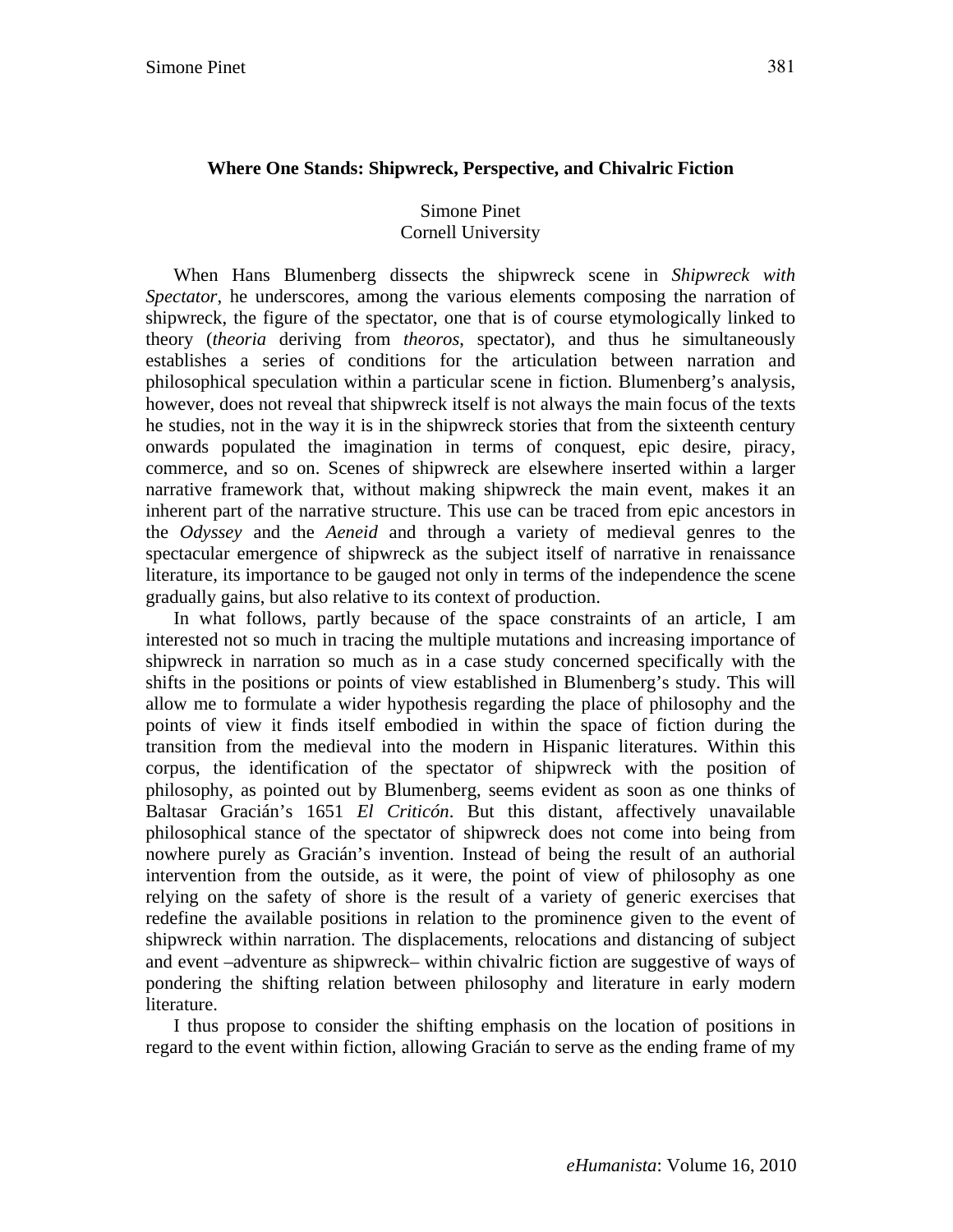# Where One Stands: Shipwreck, Perspective, and Chivalric Fiction

Simone Pinet
Cornell University

When Hans Blumenberg dissects the shipwreck scene in *Shipwreck with Spectator*, he underscores, among the various elements composing the narration of shipwreck, the figure of the spectator, one that is of course etymologically linked to theory (*theoria* deriving from *theoros*, spectator), and thus he simultaneously establishes a series of conditions for the articulation between narration and philosophical speculation within a particular scene in fiction. Blumenberg's analysis, however, does not reveal that shipwreck itself is not always the main focus of the texts he studies, not in the way it is in the shipwreck stories that from the sixteenth century onwards populated the imagination in terms of conquest, epic desire, piracy, commerce, and so on. Scenes of shipwreck are elsewhere inserted within a larger narrative framework that, without making shipwreck the main event, makes it an inherent part of the narrative structure. This use can be traced from epic ancestors in the *Odyssey* and the *Aeneid* and through a variety of medieval genres to the spectacular emergence of shipwreck as the subject itself of narrative in renaissance literature, its importance to be gauged not only in terms of the independence the scene gradually gains, but also relative to its context of production.

In what follows, partly because of the space constraints of an article, I am interested not so much in tracing the multiple mutations and increasing importance of shipwreck in narration so much as in a case study concerned specifically with the shifts in the positions or points of view established in Blumenberg's study. This will allow me to formulate a wider hypothesis regarding the place of philosophy and the points of view it finds itself embodied in within the space of fiction during the transition from the medieval into the modern in Hispanic literatures. Within this corpus, the identification of the spectator of shipwreck with the position of philosophy, as pointed out by Blumenberg, seems evident as soon as one thinks of Baltasar Gracián's 1651 *El Criticón*. But this distant, affectively unavailable philosophical stance of the spectator of shipwreck does not come into being from nowhere purely as Gracián's invention. Instead of being the result of an authorial intervention from the outside, as it were, the point of view of philosophy as one relying on the safety of shore is the result of a variety of generic exercises that redefine the available positions in relation to the prominence given to the event of shipwreck within narration. The displacements, relocations and distancing of subject and event –adventure as shipwreck– within chivalric fiction are suggestive of ways of pondering the shifting relation between philosophy and literature in early modern literature.

I thus propose to consider the shifting emphasis on the location of positions in regard to the event within fiction, allowing Gracián to serve as the ending frame of my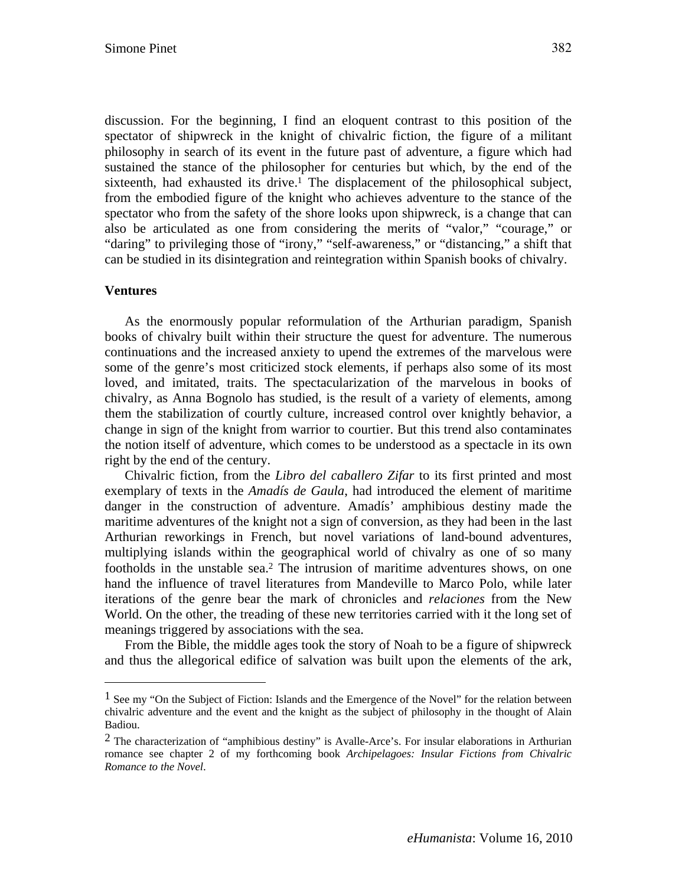discussion. For the beginning, I find an eloquent contrast to this position of the spectator of shipwreck in the knight of chivalric fiction, the figure of a militant philosophy in search of its event in the future past of adventure, a figure which had sustained the stance of the philosopher for centuries but which, by the end of the sixteenth, had exhausted its drive.[1] The displacement of the philosophical subject, from the embodied figure of the knight who achieves adventure to the stance of the spectator who from the safety of the shore looks upon shipwreck, is a change that can also be articulated as one from considering the merits of "valor," "courage," or "daring" to privileging those of "irony," "self-awareness," or "distancing," a shift that can be studied in its disintegration and reintegration within Spanish books of chivalry.

**Ventures**

As the enormously popular reformulation of the Arthurian paradigm, Spanish books of chivalry built within their structure the quest for adventure. The numerous continuations and the increased anxiety to upend the extremes of the marvelous were some of the genre's most criticized stock elements, if perhaps also some of its most loved, and imitated, traits. The spectacularization of the marvelous in books of chivalry, as Anna Bognolo has studied, is the result of a variety of elements, among them the stabilization of courtly culture, increased control over knightly behavior, a change in sign of the knight from warrior to courtier. But this trend also contaminates the notion itself of adventure, which comes to be understood as a spectacle in its own right by the end of the century.

Chivalric fiction, from the *Libro del caballero Zifar* to its first printed and most exemplary of texts in the *Amadís de Gaula*, had introduced the element of maritime danger in the construction of adventure. Amadís' amphibious destiny made the maritime adventures of the knight not a sign of conversion, as they had been in the last Arthurian reworkings in French, but novel variations of land-bound adventures, multiplying islands within the geographical world of chivalry as one of so many footholds in the unstable sea.[2] The intrusion of maritime adventures shows, on one hand the influence of travel literatures from Mandeville to Marco Polo, while later iterations of the genre bear the mark of chronicles and *relaciones* from the New World. On the other, the treading of these new territories carried with it the long set of meanings triggered by associations with the sea.

From the Bible, the middle ages took the story of Noah to be a figure of shipwreck and thus the allegorical edifice of salvation was built upon the elements of the ark,

---

[1] See my "On the Subject of Fiction: Islands and the Emergence of the Novel" for the relation between chivalric adventure and the event and the knight as the subject of philosophy in the thought of Alain Badiou.

[2] The characterization of "amphibious destiny" is Avalle-Arce's. For insular elaborations in Arthurian romance see chapter 2 of my forthcoming book *Archipelagoes: Insular Fictions from Chivalric Romance to the Novel*.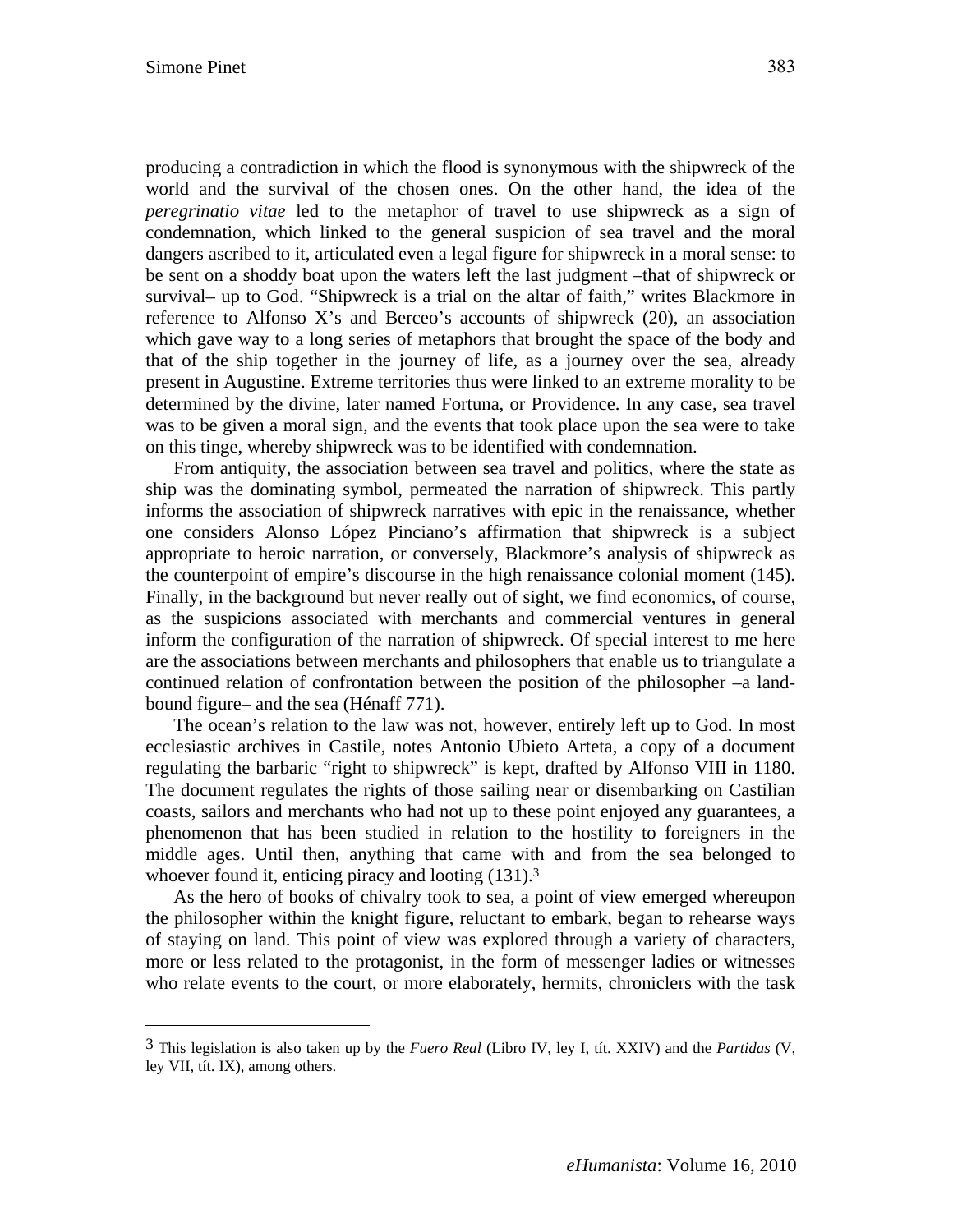producing a contradiction in which the flood is synonymous with the shipwreck of the world and the survival of the chosen ones. On the other hand, the idea of the *peregrinatio vitae* led to the metaphor of travel to use shipwreck as a sign of condemnation, which linked to the general suspicion of sea travel and the moral dangers ascribed to it, articulated even a legal figure for shipwreck in a moral sense: to be sent on a shoddy boat upon the waters left the last judgment –that of shipwreck or survival– up to God. "Shipwreck is a trial on the altar of faith," writes Blackmore in reference to Alfonso X's and Berceo's accounts of shipwreck (20), an association which gave way to a long series of metaphors that brought the space of the body and that of the ship together in the journey of life, as a journey over the sea, already present in Augustine. Extreme territories thus were linked to an extreme morality to be determined by the divine, later named Fortuna, or Providence. In any case, sea travel was to be given a moral sign, and the events that took place upon the sea were to take on this tinge, whereby shipwreck was to be identified with condemnation.

From antiquity, the association between sea travel and politics, where the state as ship was the dominating symbol, permeated the narration of shipwreck. This partly informs the association of shipwreck narratives with epic in the renaissance, whether one considers Alonso López Pinciano's affirmation that shipwreck is a subject appropriate to heroic narration, or conversely, Blackmore's analysis of shipwreck as the counterpoint of empire's discourse in the high renaissance colonial moment (145). Finally, in the background but never really out of sight, we find economics, of course, as the suspicions associated with merchants and commercial ventures in general inform the configuration of the narration of shipwreck. Of special interest to me here are the associations between merchants and philosophers that enable us to triangulate a continued relation of confrontation between the position of the philosopher –a land-bound figure– and the sea (Hénaff 771).

The ocean's relation to the law was not, however, entirely left up to God. In most ecclesiastic archives in Castile, notes Antonio Ubieto Arteta, a copy of a document regulating the barbaric "right to shipwreck" is kept, drafted by Alfonso VIII in 1180. The document regulates the rights of those sailing near or disembarking on Castilian coasts, sailors and merchants who had not up to these point enjoyed any guarantees, a phenomenon that has been studied in relation to the hostility to foreigners in the middle ages. Until then, anything that came with and from the sea belonged to whoever found it, enticing piracy and looting (131).[3]

As the hero of books of chivalry took to sea, a point of view emerged whereupon the philosopher within the knight figure, reluctant to embark, began to rehearse ways of staying on land. This point of view was explored through a variety of characters, more or less related to the protagonist, in the form of messenger ladies or witnesses who relate events to the court, or more elaborately, hermits, chroniclers with the task

---

[3] This legislation is also taken up by the *Fuero Real* (Libro IV, ley I, tít. XXIV) and the *Partidas* (V, ley VII, tít. IX), among others.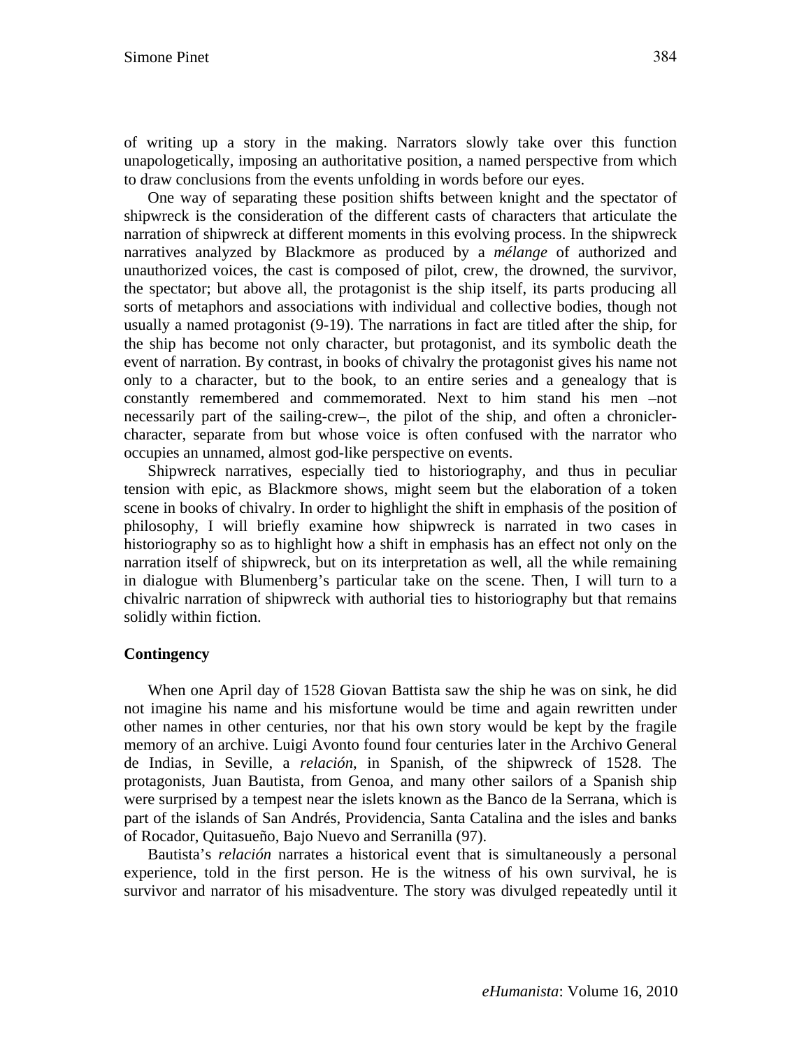of writing up a story in the making. Narrators slowly take over this function unapologetically, imposing an authoritative position, a named perspective from which to draw conclusions from the events unfolding in words before our eyes.

One way of separating these position shifts between knight and the spectator of shipwreck is the consideration of the different casts of characters that articulate the narration of shipwreck at different moments in this evolving process. In the shipwreck narratives analyzed by Blackmore as produced by a *mélange* of authorized and unauthorized voices, the cast is composed of pilot, crew, the drowned, the survivor, the spectator; but above all, the protagonist is the ship itself, its parts producing all sorts of metaphors and associations with individual and collective bodies, though not usually a named protagonist (9-19). The narrations in fact are titled after the ship, for the ship has become not only character, but protagonist, and its symbolic death the event of narration. By contrast, in books of chivalry the protagonist gives his name not only to a character, but to the book, to an entire series and a genealogy that is constantly remembered and commemorated. Next to him stand his men –not necessarily part of the sailing-crew–, the pilot of the ship, and often a chronicler-character, separate from but whose voice is often confused with the narrator who occupies an unnamed, almost god-like perspective on events.

Shipwreck narratives, especially tied to historiography, and thus in peculiar tension with epic, as Blackmore shows, might seem but the elaboration of a token scene in books of chivalry. In order to highlight the shift in emphasis of the position of philosophy, I will briefly examine how shipwreck is narrated in two cases in historiography so as to highlight how a shift in emphasis has an effect not only on the narration itself of shipwreck, but on its interpretation as well, all the while remaining in dialogue with Blumenberg's particular take on the scene. Then, I will turn to a chivalric narration of shipwreck with authorial ties to historiography but that remains solidly within fiction.

### Contingency

When one April day of 1528 Giovan Battista saw the ship he was on sink, he did not imagine his name and his misfortune would be time and again rewritten under other names in other centuries, nor that his own story would be kept by the fragile memory of an archive. Luigi Avonto found four centuries later in the Archivo General de Indias, in Seville, a *relación*, in Spanish, of the shipwreck of 1528. The protagonists, Juan Bautista, from Genoa, and many other sailors of a Spanish ship were surprised by a tempest near the islets known as the Banco de la Serrana, which is part of the islands of San Andrés, Providencia, Santa Catalina and the isles and banks of Rocador, Quitasueño, Bajo Nuevo and Serranilla (97).

Bautista's *relación* narrates a historical event that is simultaneously a personal experience, told in the first person. He is the witness of his own survival, he is survivor and narrator of his misadventure. The story was divulged repeatedly until it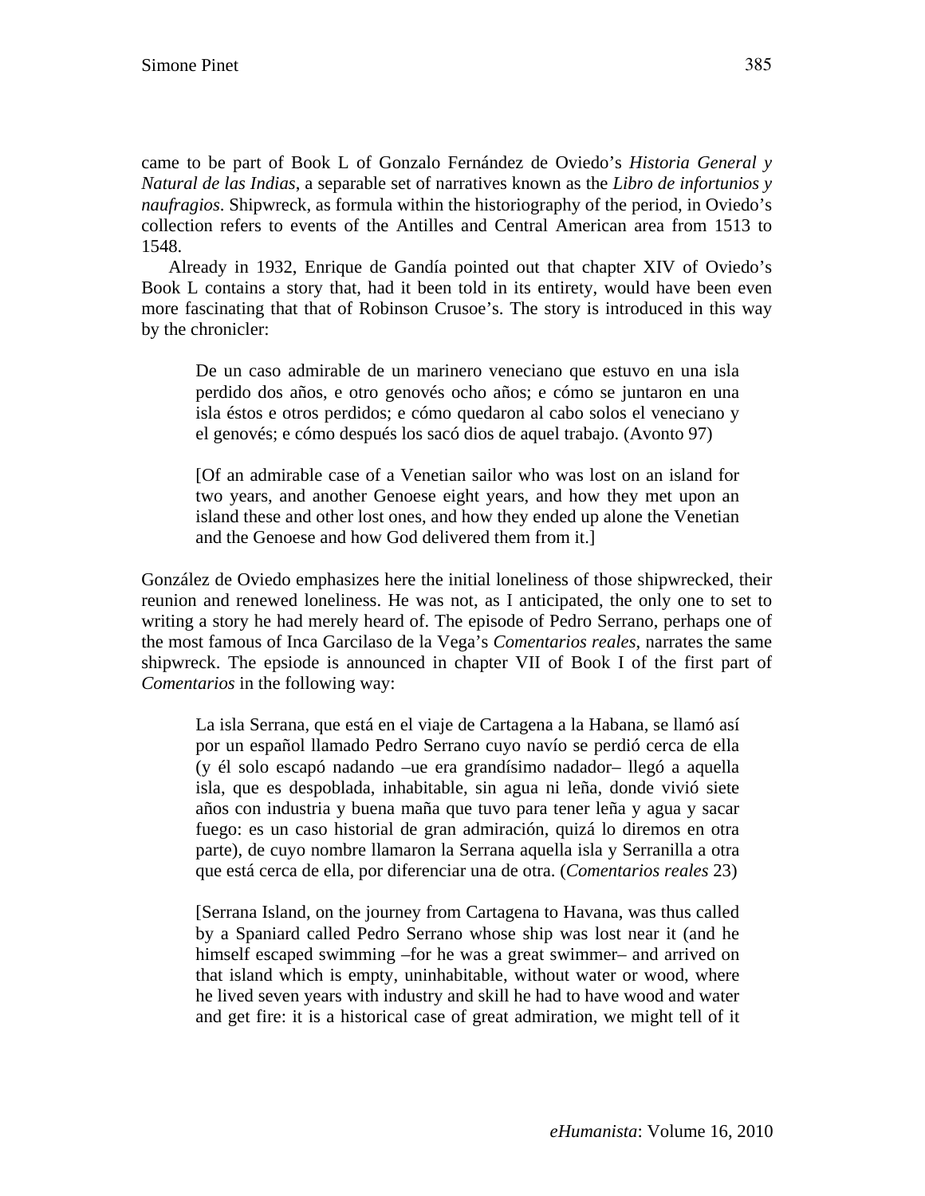came to be part of Book L of Gonzalo Fernández de Oviedo's *Historia General y Natural de las Indias*, a separable set of narratives known as the *Libro de infortunios y naufragios*. Shipwreck, as formula within the historiography of the period, in Oviedo's collection refers to events of the Antilles and Central American area from 1513 to 1548.

Already in 1932, Enrique de Gandía pointed out that chapter XIV of Oviedo's Book L contains a story that, had it been told in its entirety, would have been even more fascinating that that of Robinson Crusoe's. The story is introduced in this way by the chronicler:

> De un caso admirable de un marinero veneciano que estuvo en una isla perdido dos años, e otro genovés ocho años; e cómo se juntaron en una isla éstos e otros perdidos; e cómo quedaron al cabo solos el veneciano y el genovés; e cómo después los sacó dios de aquel trabajo. (Avonto 97)
>
> [Of an admirable case of a Venetian sailor who was lost on an island for two years, and another Genoese eight years, and how they met upon an island these and other lost ones, and how they ended up alone the Venetian and the Genoese and how God delivered them from it.]

González de Oviedo emphasizes here the initial loneliness of those shipwrecked, their reunion and renewed loneliness. He was not, as I anticipated, the only one to set to writing a story he had merely heard of. The episode of Pedro Serrano, perhaps one of the most famous of Inca Garcilaso de la Vega's *Comentarios reales*, narrates the same shipwreck. The epsiode is announced in chapter VII of Book I of the first part of *Comentarios* in the following way:

> La isla Serrana, que está en el viaje de Cartagena a la Habana, se llamó así por un español llamado Pedro Serrano cuyo navío se perdió cerca de ella (y él solo escapó nadando –ue era grandísimo nadador– llegó a aquella isla, que es despoblada, inhabitable, sin agua ni leña, donde vivió siete años con industria y buena maña que tuvo para tener leña y agua y sacar fuego: es un caso historial de gran admiración, quizá lo diremos en otra parte), de cuyo nombre llamaron la Serrana aquella isla y Serranilla a otra que está cerca de ella, por diferenciar una de otra. (*Comentarios reales* 23)
>
> [Serrana Island, on the journey from Cartagena to Havana, was thus called by a Spaniard called Pedro Serrano whose ship was lost near it (and he himself escaped swimming –for he was a great swimmer– and arrived on that island which is empty, uninhabitable, without water or wood, where he lived seven years with industry and skill he had to have wood and water and get fire: it is a historical case of great admiration, we might tell of it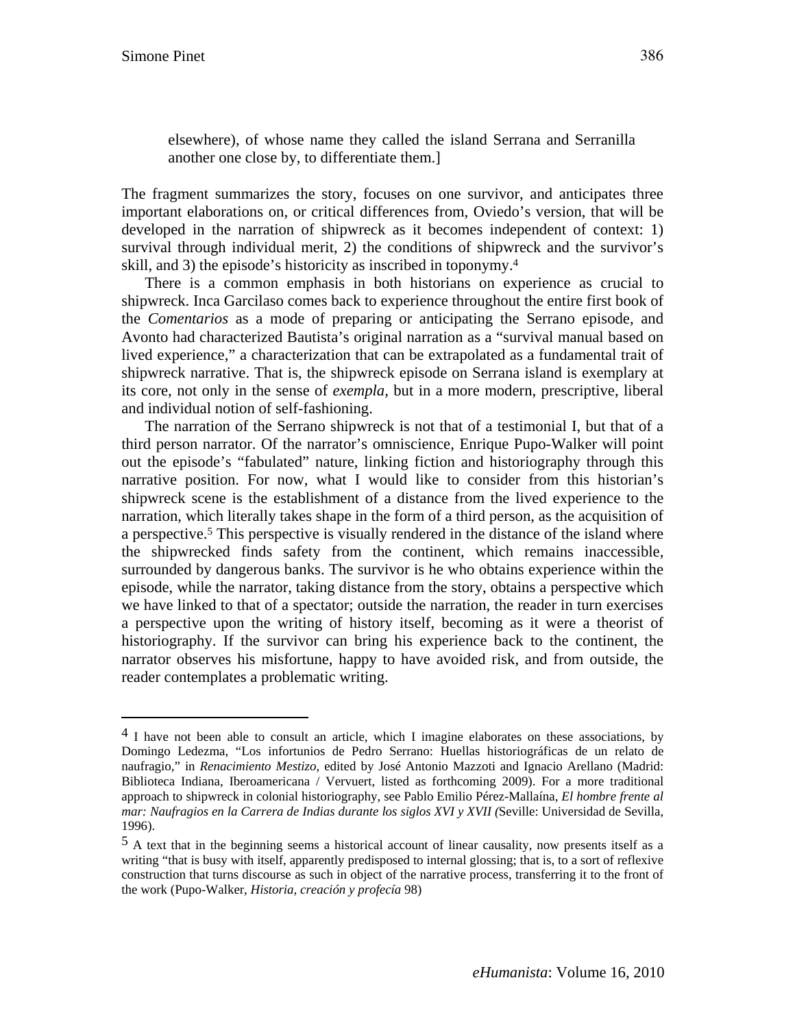elsewhere), of whose name they called the island Serrana and Serranilla another one close by, to differentiate them.]

The fragment summarizes the story, focuses on one survivor, and anticipates three important elaborations on, or critical differences from, Oviedo's version, that will be developed in the narration of shipwreck as it becomes independent of context: 1) survival through individual merit, 2) the conditions of shipwreck and the survivor's skill, and 3) the episode's historicity as inscribed in toponymy.[4]

There is a common emphasis in both historians on experience as crucial to shipwreck. Inca Garcilaso comes back to experience throughout the entire first book of the *Comentarios* as a mode of preparing or anticipating the Serrano episode, and Avonto had characterized Bautista's original narration as a "survival manual based on lived experience," a characterization that can be extrapolated as a fundamental trait of shipwreck narrative. That is, the shipwreck episode on Serrana island is exemplary at its core, not only in the sense of *exempla*, but in a more modern, prescriptive, liberal and individual notion of self-fashioning.

The narration of the Serrano shipwreck is not that of a testimonial I, but that of a third person narrator. Of the narrator's omniscience, Enrique Pupo-Walker will point out the episode's "fabulated" nature, linking fiction and historiography through this narrative position. For now, what I would like to consider from this historian's shipwreck scene is the establishment of a distance from the lived experience to the narration, which literally takes shape in the form of a third person, as the acquisition of a perspective.[5] This perspective is visually rendered in the distance of the island where the shipwrecked finds safety from the continent, which remains inaccessible, surrounded by dangerous banks. The survivor is he who obtains experience within the episode, while the narrator, taking distance from the story, obtains a perspective which we have linked to that of a spectator; outside the narration, the reader in turn exercises a perspective upon the writing of history itself, becoming as it were a theorist of historiography. If the survivor can bring his experience back to the continent, the narrator observes his misfortune, happy to have avoided risk, and from outside, the reader contemplates a problematic writing.

---

[4] I have not been able to consult an article, which I imagine elaborates on these associations, by Domingo Ledezma, "Los infortunios de Pedro Serrano: Huellas historiográficas de un relato de naufragio," in *Renacimiento Mestizo*, edited by José Antonio Mazzoti and Ignacio Arellano (Madrid: Biblioteca Indiana, Iberoamericana / Vervuert, listed as forthcoming 2009). For a more traditional approach to shipwreck in colonial historiography, see Pablo Emilio Pérez-Mallaína, *El hombre frente al mar: Naufragios en la Carrera de Indias durante los siglos XVI y XVII (*Seville: Universidad de Sevilla, 1996).

[5] A text that in the beginning seems a historical account of linear causality, now presents itself as a writing "that is busy with itself, apparently predisposed to internal glossing; that is, to a sort of reflexive construction that turns discourse as such in object of the narrative process, transferring it to the front of the work (Pupo-Walker, *Historia, creación y profecía* 98)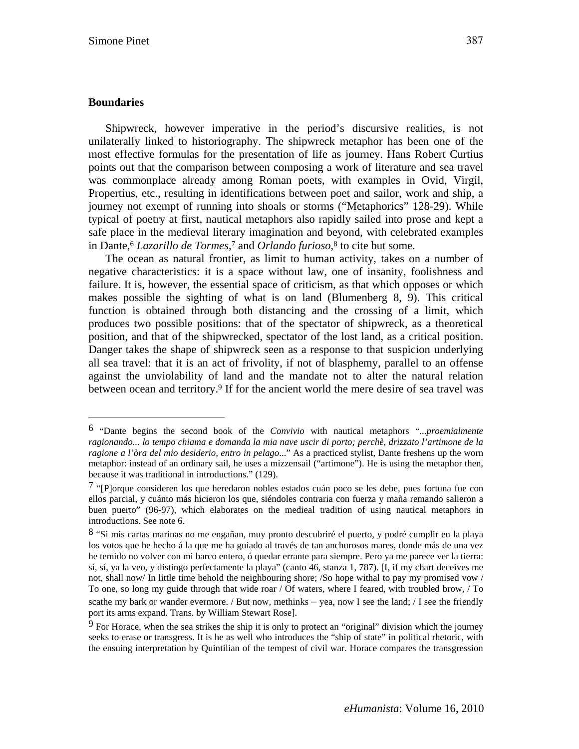**Boundaries**

Shipwreck, however imperative in the period's discursive realities, is not unilaterally linked to historiography. The shipwreck metaphor has been one of the most effective formulas for the presentation of life as journey. Hans Robert Curtius points out that the comparison between composing a work of literature and sea travel was commonplace already among Roman poets, with examples in Ovid, Virgil, Propertius, etc., resulting in identifications between poet and sailor, work and ship, a journey not exempt of running into shoals or storms ("Metaphorics" 128-29). While typical of poetry at first, nautical metaphors also rapidly sailed into prose and kept a safe place in the medieval literary imagination and beyond, with celebrated examples in Dante,[6] *Lazarillo de Tormes*,[7] and *Orlando furioso*,[8] to cite but some.

The ocean as natural frontier, as limit to human activity, takes on a number of negative characteristics: it is a space without law, one of insanity, foolishness and failure. It is, however, the essential space of criticism, as that which opposes or which makes possible the sighting of what is on land (Blumenberg 8, 9). This critical function is obtained through both distancing and the crossing of a limit, which produces two possible positions: that of the spectator of shipwreck, as a theoretical position, and that of the shipwrecked, spectator of the lost land, as a critical position. Danger takes the shape of shipwreck seen as a response to that suspicion underlying all sea travel: that it is an act of frivolity, if not of blasphemy, parallel to an offense against the unviolability of land and the mandate not to alter the natural relation between ocean and territory.[9] If for the ancient world the mere desire of sea travel was

---

[6] "Dante begins the second book of the *Convivio* with nautical metaphors "*...proemialmente ragionando... lo tempo chiama e domanda la mia nave uscir di porto; perchè, drizzato l'artimone de la ragione a l'òra del mio desiderio, entro in pelago*..." As a practiced stylist, Dante freshens up the worn metaphor: instead of an ordinary sail, he uses a mizzensail ("artimone"). He is using the metaphor then, because it was traditional in introductions." (129).

[7] "[P]orque consideren los que heredaron nobles estados cuán poco se les debe, pues fortuna fue con ellos parcial, y cuánto más hicieron los que, siéndoles contraria con fuerza y maña remando salieron a buen puerto" (96-97), which elaborates on the medieal tradition of using nautical metaphors in introductions. See note 6.

[8] "Si mis cartas marinas no me engañan, muy pronto descubriré el puerto, y podré cumplir en la playa los votos que he hecho á la que me ha guiado al través de tan anchurosos mares, donde más de una vez he temido no volver con mi barco entero, ó quedar errante para siempre. Pero ya me parece ver la tierra: sí, sí, ya la veo, y distingo perfectamente la playa" (canto 46, stanza 1, 787). [I, if my chart deceives me not, shall now/ In little time behold the neighbouring shore; /So hope withal to pay my promised vow / To one, so long my guide through that wide roar / Of waters, where I feared, with troubled brow, / To scathe my bark or wander evermore. / But now, methinks – yea, now I see the land; / I see the friendly port its arms expand. Trans. by William Stewart Rose].

[9] For Horace, when the sea strikes the ship it is only to protect an "original" division which the journey seeks to erase or transgress. It is he as well who introduces the "ship of state" in political rhetoric, with the ensuing interpretation by Quintilian of the tempest of civil war. Horace compares the transgression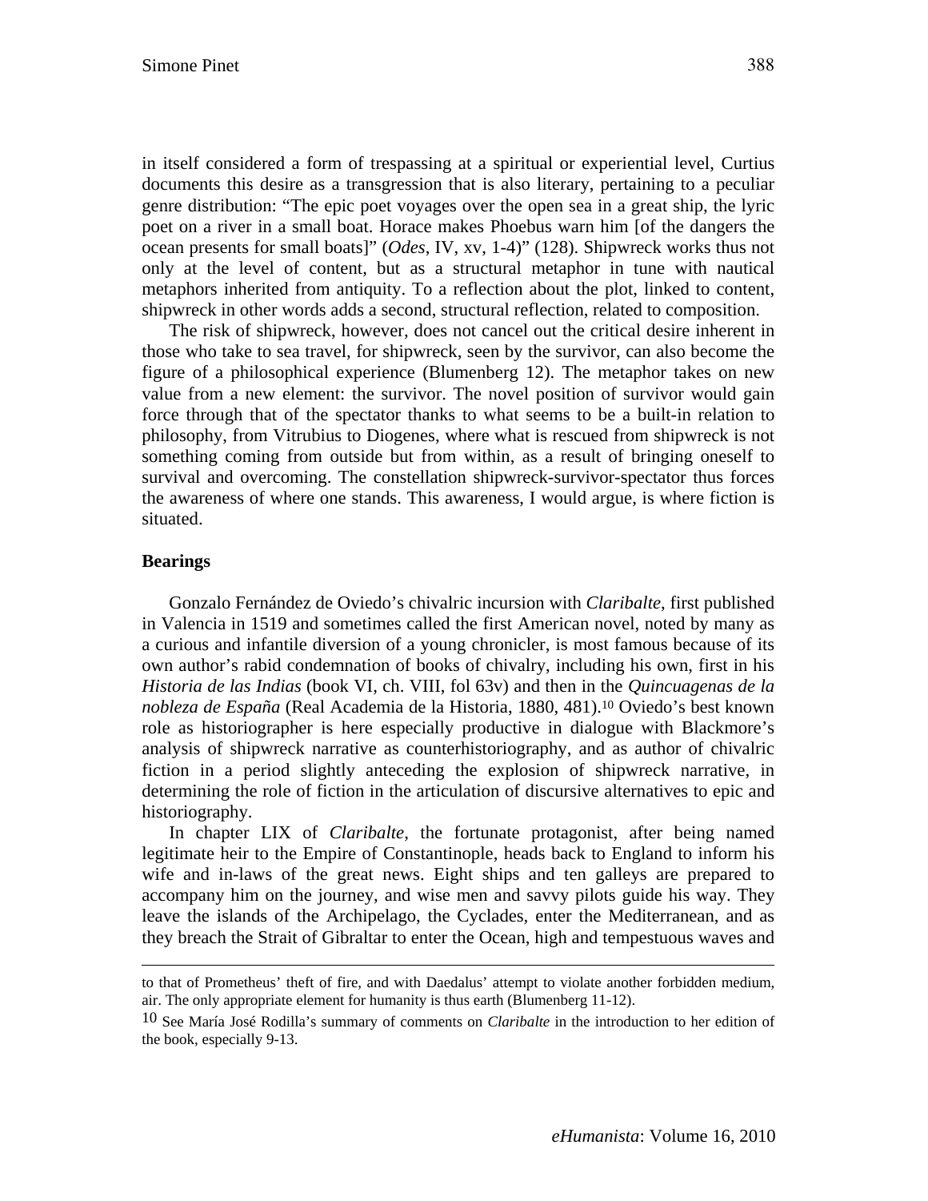in itself considered a form of trespassing at a spiritual or experiential level, Curtius documents this desire as a transgression that is also literary, pertaining to a peculiar genre distribution: "The epic poet voyages over the open sea in a great ship, the lyric poet on a river in a small boat. Horace makes Phoebus warn him [of the dangers the ocean presents for small boats]" (*Odes*, IV, xv, 1-4)" (128). Shipwreck works thus not only at the level of content, but as a structural metaphor in tune with nautical metaphors inherited from antiquity. To a reflection about the plot, linked to content, shipwreck in other words adds a second, structural reflection, related to composition.

The risk of shipwreck, however, does not cancel out the critical desire inherent in those who take to sea travel, for shipwreck, seen by the survivor, can also become the figure of a philosophical experience (Blumenberg 12). The metaphor takes on new value from a new element: the survivor. The novel position of survivor would gain force through that of the spectator thanks to what seems to be a built-in relation to philosophy, from Vitrubius to Diogenes, where what is rescued from shipwreck is not something coming from outside but from within, as a result of bringing oneself to survival and overcoming. The constellation shipwreck-survivor-spectator thus forces the awareness of where one stands. This awareness, I would argue, is where fiction is situated.

## Bearings

Gonzalo Fernández de Oviedo's chivalric incursion with *Claribalte*, first published in Valencia in 1519 and sometimes called the first American novel, noted by many as a curious and infantile diversion of a young chronicler, is most famous because of its own author's rabid condemnation of books of chivalry, including his own, first in his *Historia de las Indias* (book VI, ch. VIII, fol 63v) and then in the *Quincuagenas de la nobleza de España* (Real Academia de la Historia, 1880, 481).[10] Oviedo's best known role as historiographer is here especially productive in dialogue with Blackmore's analysis of shipwreck narrative as counterhistoriography, and as author of chivalric fiction in a period slightly anteceding the explosion of shipwreck narrative, in determining the role of fiction in the articulation of discursive alternatives to epic and historiography.

In chapter LIX of *Claribalte*, the fortunate protagonist, after being named legitimate heir to the Empire of Constantinople, heads back to England to inform his wife and in-laws of the great news. Eight ships and ten galleys are prepared to accompany him on the journey, and wise men and savvy pilots guide his way. They leave the islands of the Archipelago, the Cyclades, enter the Mediterranean, and as they breach the Strait of Gibraltar to enter the Ocean, high and tempestuous waves and

---

to that of Prometheus' theft of fire, and with Daedalus' attempt to violate another forbidden medium, air. The only appropriate element for humanity is thus earth (Blumenberg 11-12).

[10] See María José Rodilla's summary of comments on *Claribalte* in the introduction to her edition of the book, especially 9-13.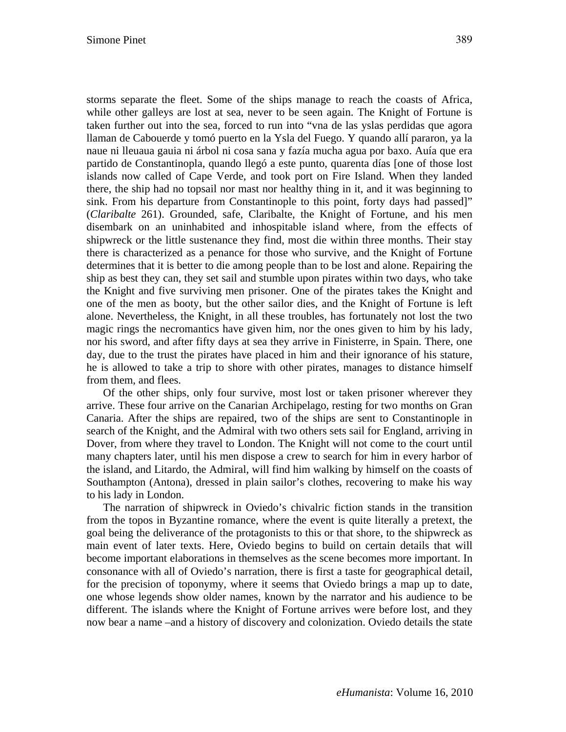storms separate the fleet. Some of the ships manage to reach the coasts of Africa, while other galleys are lost at sea, never to be seen again. The Knight of Fortune is taken further out into the sea, forced to run into "vna de las yslas perdidas que agora llaman de Cabouerde y tomó puerto en la Ysla del Fuego. Y quando allí pararon, ya la naue ni lleuaua gauia ni árbol ni cosa sana y fazía mucha agua por baxo. Auía que era partido de Constantinopla, quando llegó a este punto, quarenta días [one of those lost islands now called of Cape Verde, and took port on Fire Island. When they landed there, the ship had no topsail nor mast nor healthy thing in it, and it was beginning to sink. From his departure from Constantinople to this point, forty days had passed]" (*Claribalte* 261). Grounded, safe, Claribalte, the Knight of Fortune, and his men disembark on an uninhabited and inhospitable island where, from the effects of shipwreck or the little sustenance they find, most die within three months. Their stay there is characterized as a penance for those who survive, and the Knight of Fortune determines that it is better to die among people than to be lost and alone. Repairing the ship as best they can, they set sail and stumble upon pirates within two days, who take the Knight and five surviving men prisoner. One of the pirates takes the Knight and one of the men as booty, but the other sailor dies, and the Knight of Fortune is left alone. Nevertheless, the Knight, in all these troubles, has fortunately not lost the two magic rings the necromantics have given him, nor the ones given to him by his lady, nor his sword, and after fifty days at sea they arrive in Finisterre, in Spain. There, one day, due to the trust the pirates have placed in him and their ignorance of his stature, he is allowed to take a trip to shore with other pirates, manages to distance himself from them, and flees.

Of the other ships, only four survive, most lost or taken prisoner wherever they arrive. These four arrive on the Canarian Archipelago, resting for two months on Gran Canaria. After the ships are repaired, two of the ships are sent to Constantinople in search of the Knight, and the Admiral with two others sets sail for England, arriving in Dover, from where they travel to London. The Knight will not come to the court until many chapters later, until his men dispose a crew to search for him in every harbor of the island, and Litardo, the Admiral, will find him walking by himself on the coasts of Southampton (Antona), dressed in plain sailor's clothes, recovering to make his way to his lady in London.

The narration of shipwreck in Oviedo's chivalric fiction stands in the transition from the topos in Byzantine romance, where the event is quite literally a pretext, the goal being the deliverance of the protagonists to this or that shore, to the shipwreck as main event of later texts. Here, Oviedo begins to build on certain details that will become important elaborations in themselves as the scene becomes more important. In consonance with all of Oviedo's narration, there is first a taste for geographical detail, for the precision of toponymy, where it seems that Oviedo brings a map up to date, one whose legends show older names, known by the narrator and his audience to be different. The islands where the Knight of Fortune arrives were before lost, and they now bear a name –and a history of discovery and colonization. Oviedo details the state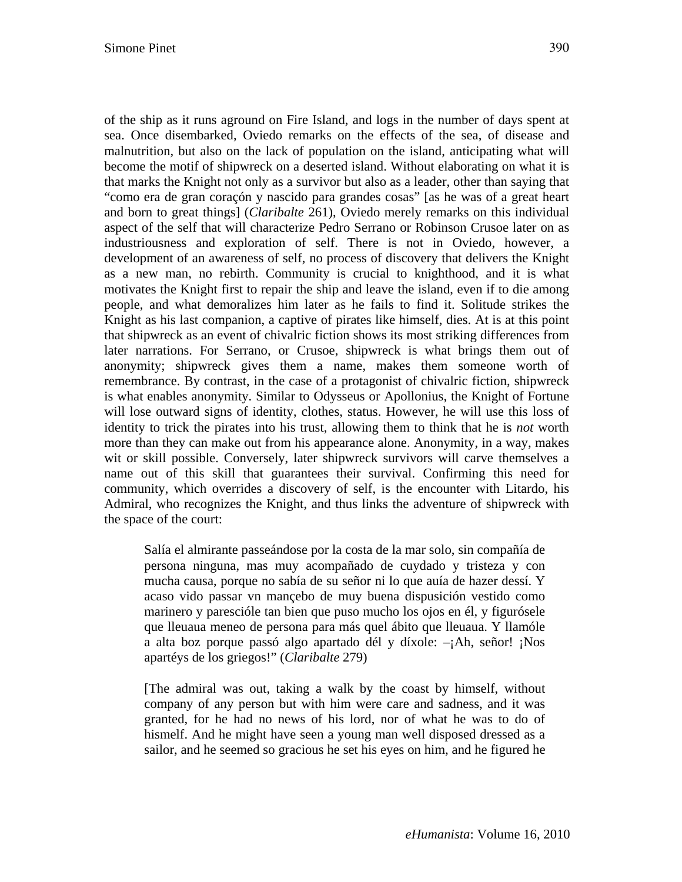of the ship as it runs aground on Fire Island, and logs in the number of days spent at sea. Once disembarked, Oviedo remarks on the effects of the sea, of disease and malnutrition, but also on the lack of population on the island, anticipating what will become the motif of shipwreck on a deserted island. Without elaborating on what it is that marks the Knight not only as a survivor but also as a leader, other than saying that "como era de gran coraçón y nascido para grandes cosas" [as he was of a great heart and born to great things] (*Claribalte* 261), Oviedo merely remarks on this individual aspect of the self that will characterize Pedro Serrano or Robinson Crusoe later on as industriousness and exploration of self. There is not in Oviedo, however, a development of an awareness of self, no process of discovery that delivers the Knight as a new man, no rebirth. Community is crucial to knighthood, and it is what motivates the Knight first to repair the ship and leave the island, even if to die among people, and what demoralizes him later as he fails to find it. Solitude strikes the Knight as his last companion, a captive of pirates like himself, dies. At is at this point that shipwreck as an event of chivalric fiction shows its most striking differences from later narrations. For Serrano, or Crusoe, shipwreck is what brings them out of anonymity; shipwreck gives them a name, makes them someone worth of remembrance. By contrast, in the case of a protagonist of chivalric fiction, shipwreck is what enables anonymity. Similar to Odysseus or Apollonius, the Knight of Fortune will lose outward signs of identity, clothes, status. However, he will use this loss of identity to trick the pirates into his trust, allowing them to think that he is *not* worth more than they can make out from his appearance alone. Anonymity, in a way, makes wit or skill possible. Conversely, later shipwreck survivors will carve themselves a name out of this skill that guarantees their survival. Confirming this need for community, which overrides a discovery of self, is the encounter with Litardo, his Admiral, who recognizes the Knight, and thus links the adventure of shipwreck with the space of the court:

> Salía el almirante passeándose por la costa de la mar solo, sin compañía de persona ninguna, mas muy acompañado de cuydado y tristeza y con mucha causa, porque no sabía de su señor ni lo que auía de hazer dessí. Y acaso vido passar vn mançebo de muy buena dispusición vestido como marinero y paresciόle tan bien que puso mucho los ojos en él, y figurósele que lleuaua meneo de persona para más quel ábito que lleuaua. Y llamóle a alta boz porque passó algo apartado dél y díxole: –¡Ah, señor! ¡Nos apartéys de los griegos!" (*Claribalte* 279)
>
> [The admiral was out, taking a walk by the coast by himself, without company of any person but with him were care and sadness, and it was granted, for he had no news of his lord, nor of what he was to do of hismelf. And he might have seen a young man well disposed dressed as a sailor, and he seemed so gracious he set his eyes on him, and he figured he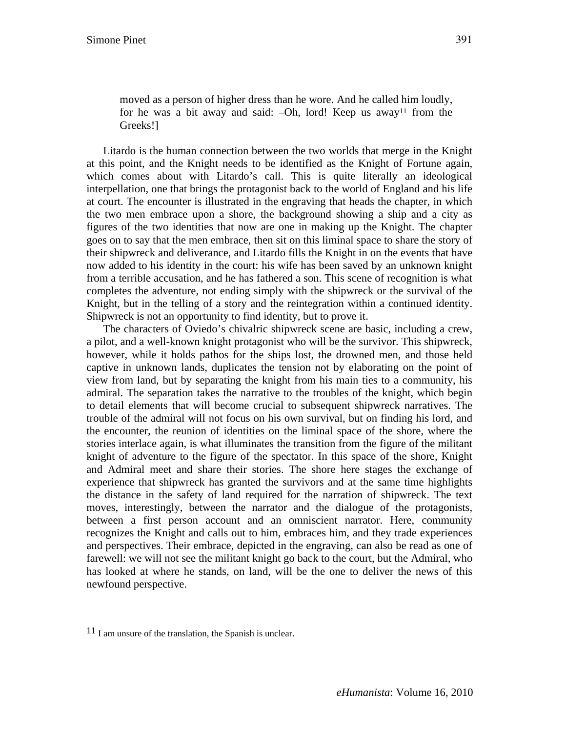> moved as a person of higher dress than he wore. And he called him loudly, for he was a bit away and said: –Oh, lord! Keep us away[11] from the Greeks!]

Litardo is the human connection between the two worlds that merge in the Knight at this point, and the Knight needs to be identified as the Knight of Fortune again, which comes about with Litardo's call. This is quite literally an ideological interpellation, one that brings the protagonist back to the world of England and his life at court. The encounter is illustrated in the engraving that heads the chapter, in which the two men embrace upon a shore, the background showing a ship and a city as figures of the two identities that now are one in making up the Knight. The chapter goes on to say that the men embrace, then sit on this liminal space to share the story of their shipwreck and deliverance, and Litardo fills the Knight in on the events that have now added to his identity in the court: his wife has been saved by an unknown knight from a terrible accusation, and he has fathered a son. This scene of recognition is what completes the adventure, not ending simply with the shipwreck or the survival of the Knight, but in the telling of a story and the reintegration within a continued identity. Shipwreck is not an opportunity to find identity, but to prove it.

The characters of Oviedo's chivalric shipwreck scene are basic, including a crew, a pilot, and a well-known knight protagonist who will be the survivor. This shipwreck, however, while it holds pathos for the ships lost, the drowned men, and those held captive in unknown lands, duplicates the tension not by elaborating on the point of view from land, but by separating the knight from his main ties to a community, his admiral. The separation takes the narrative to the troubles of the knight, which begin to detail elements that will become crucial to subsequent shipwreck narratives. The trouble of the admiral will not focus on his own survival, but on finding his lord, and the encounter, the reunion of identities on the liminal space of the shore, where the stories interlace again, is what illuminates the transition from the figure of the militant knight of adventure to the figure of the spectator. In this space of the shore, Knight and Admiral meet and share their stories. The shore here stages the exchange of experience that shipwreck has granted the survivors and at the same time highlights the distance in the safety of land required for the narration of shipwreck. The text moves, interestingly, between the narrator and the dialogue of the protagonists, between a first person account and an omniscient narrator. Here, community recognizes the Knight and calls out to him, embraces him, and they trade experiences and perspectives. Their embrace, depicted in the engraving, can also be read as one of farewell: we will not see the militant knight go back to the court, but the Admiral, who has looked at where he stands, on land, will be the one to deliver the news of this newfound perspective.

---

[11] I am unsure of the translation, the Spanish is unclear.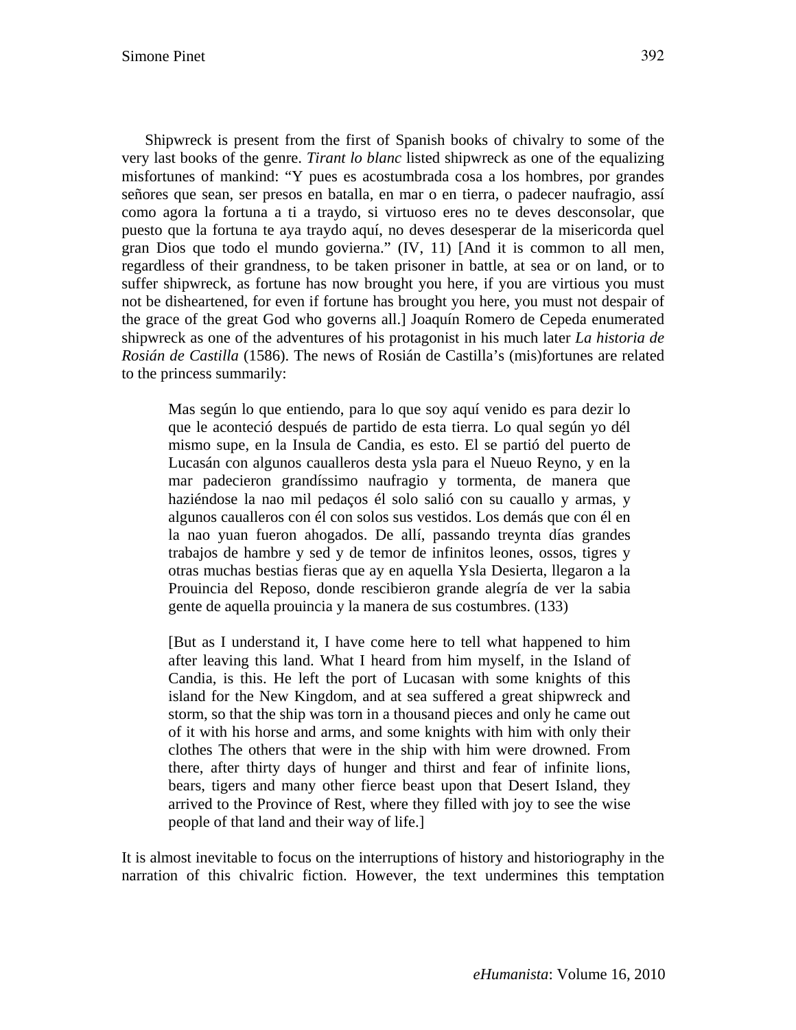Shipwreck is present from the first of Spanish books of chivalry to some of the very last books of the genre. *Tirant lo blanc* listed shipwreck as one of the equalizing misfortunes of mankind: "Y pues es acostumbrada cosa a los hombres, por grandes señores que sean, ser presos en batalla, en mar o en tierra, o padecer naufragio, assí como agora la fortuna a ti a traydo, si virtuoso eres no te deves desconsolar, que puesto que la fortuna te aya traydo aquí, no deves desesperar de la misericordia quel gran Dios que todo el mundo govierna." (IV, 11) [And it is common to all men, regardless of their grandness, to be taken prisoner in battle, at sea or on land, or to suffer shipwreck, as fortune has now brought you here, if you are virtious you must not be disheartened, for even if fortune has brought you here, you must not despair of the grace of the great God who governs all.] Joaquín Romero de Cepeda enumerated shipwreck as one of the adventures of his protagonist in his much later *La historia de Rosián de Castilla* (1586). The news of Rosián de Castilla's (mis)fortunes are related to the princess summarily:

> Mas según lo que entiendo, para lo que soy aquí venido es para dezir lo que le aconteció después de partido de esta tierra. Lo qual según yo dél mismo supe, en la Insula de Candia, es esto. El se partió del puerto de Lucasán con algunos caualleros desta ysla para el Nueuo Reyno, y en la mar padecieron grandíssimo naufragio y tormenta, de manera que haziéndose la nao mil pedaços él solo salió con su cauallo y armas, y algunos caualleros con él con solos sus vestidos. Los demás que con él en la nao yuan fueron ahogados. De allí, passando treynta días grandes trabajos de hambre y sed y de temor de infinitos leones, ossos, tigres y otras muchas bestias fieras que ay en aquella Ysla Desierta, llegaron a la Prouincia del Reposo, donde rescibieron grande alegría de ver la sabia gente de aquella prouincia y la manera de sus costumbres. (133)

> [But as I understand it, I have come here to tell what happened to him after leaving this land. What I heard from him myself, in the Island of Candia, is this. He left the port of Lucasan with some knights of this island for the New Kingdom, and at sea suffered a great shipwreck and storm, so that the ship was torn in a thousand pieces and only he came out of it with his horse and arms, and some knights with him with only their clothes The others that were in the ship with him were drowned. From there, after thirty days of hunger and thirst and fear of infinite lions, bears, tigers and many other fierce beast upon that Desert Island, they arrived to the Province of Rest, where they filled with joy to see the wise people of that land and their way of life.]

It is almost inevitable to focus on the interruptions of history and historiography in the narration of this chivalric fiction. However, the text undermines this temptation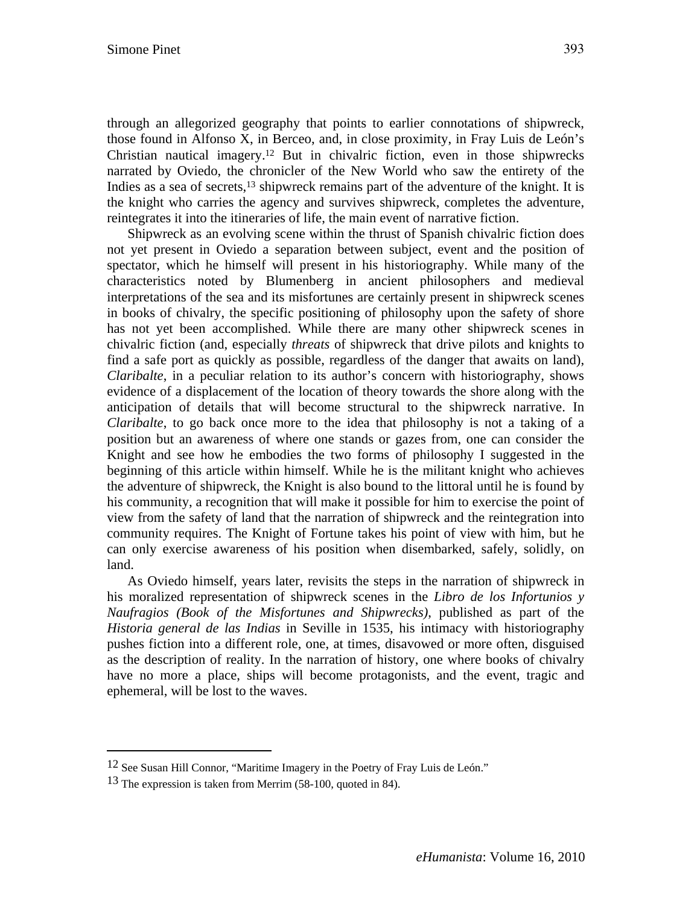through an allegorized geography that points to earlier connotations of shipwreck, those found in Alfonso X, in Berceo, and, in close proximity, in Fray Luis de León's Christian nautical imagery.[12] But in chivalric fiction, even in those shipwrecks narrated by Oviedo, the chronicler of the New World who saw the entirety of the Indies as a sea of secrets,[13] shipwreck remains part of the adventure of the knight. It is the knight who carries the agency and survives shipwreck, completes the adventure, reintegrates it into the itineraries of life, the main event of narrative fiction.

Shipwreck as an evolving scene within the thrust of Spanish chivalric fiction does not yet present in Oviedo a separation between subject, event and the position of spectator, which he himself will present in his historiography. While many of the characteristics noted by Blumenberg in ancient philosophers and medieval interpretations of the sea and its misfortunes are certainly present in shipwreck scenes in books of chivalry, the specific positioning of philosophy upon the safety of shore has not yet been accomplished. While there are many other shipwreck scenes in chivalric fiction (and, especially *threats* of shipwreck that drive pilots and knights to find a safe port as quickly as possible, regardless of the danger that awaits on land), *Claribalte*, in a peculiar relation to its author's concern with historiography, shows evidence of a displacement of the location of theory towards the shore along with the anticipation of details that will become structural to the shipwreck narrative. In *Claribalte*, to go back once more to the idea that philosophy is not a taking of a position but an awareness of where one stands or gazes from, one can consider the Knight and see how he embodies the two forms of philosophy I suggested in the beginning of this article within himself. While he is the militant knight who achieves the adventure of shipwreck, the Knight is also bound to the littoral until he is found by his community, a recognition that will make it possible for him to exercise the point of view from the safety of land that the narration of shipwreck and the reintegration into community requires. The Knight of Fortune takes his point of view with him, but he can only exercise awareness of his position when disembarked, safely, solidly, on land.

As Oviedo himself, years later, revisits the steps in the narration of shipwreck in his moralized representation of shipwreck scenes in the *Libro de los Infortunios y Naufragios (Book of the Misfortunes and Shipwrecks)*, published as part of the *Historia general de las Indias* in Seville in 1535, his intimacy with historiography pushes fiction into a different role, one, at times, disavowed or more often, disguised as the description of reality. In the narration of history, one where books of chivalry have no more a place, ships will become protagonists, and the event, tragic and ephemeral, will be lost to the waves.

---

[12] See Susan Hill Connor, "Maritime Imagery in the Poetry of Fray Luis de León."

[13] The expression is taken from Merrim (58-100, quoted in 84).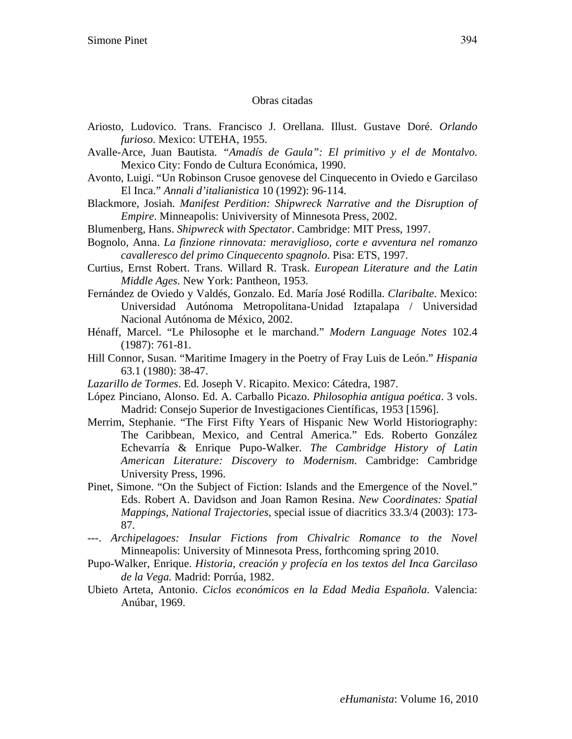## Obras citadas

Ariosto, Ludovico. Trans. Francisco J. Orellana. Illust. Gustave Doré. *Orlando furioso*. Mexico: UTEHA, 1955.

Avalle-Arce, Juan Bautista. *"Amadís de Gaula": El primitivo y el de Montalvo.* Mexico City: Fondo de Cultura Económica, 1990.

Avonto, Luigi. "Un Robinson Crusoe genovese del Cinquecento in Oviedo e Garcilaso El Inca." *Annali d'italianistica* 10 (1992): 96-114.

Blackmore, Josiah. *Manifest Perdition: Shipwreck Narrative and the Disruption of Empire*. Minneapolis: Univiversity of Minnesota Press, 2002.

Blumenberg, Hans. *Shipwreck with Spectator*. Cambridge: MIT Press, 1997.

Bognolo, Anna. *La finzione rinnovata: meraviglioso, corte e avventura nel romanzo cavalleresco del primo Cinquecento spagnolo*. Pisa: ETS, 1997.

Curtius, Ernst Robert. Trans. Willard R. Trask. *European Literature and the Latin Middle Ages*. New York: Pantheon, 1953.

Fernández de Oviedo y Valdés, Gonzalo. Ed. María José Rodilla. *Claribalte*. Mexico: Universidad Autónoma Metropolitana-Unidad Iztapalapa / Universidad Nacional Autónoma de México, 2002.

Hénaff, Marcel. "Le Philosophe et le marchand." *Modern Language Notes* 102.4 (1987): 761-81.

Hill Connor, Susan. "Maritime Imagery in the Poetry of Fray Luis de León." *Hispania* 63.1 (1980): 38-47.

*Lazarillo de Tormes*. Ed. Joseph V. Ricapito. Mexico: Cátedra, 1987.

López Pinciano, Alonso. Ed. A. Carballo Picazo. *Philosophia antigua poética*. 3 vols. Madrid: Consejo Superior de Investigaciones Científicas, 1953 [1596].

Merrim, Stephanie. "The First Fifty Years of Hispanic New World Historiography: The Caribbean, Mexico, and Central America." Eds. Roberto González Echevarría & Enrique Pupo-Walker. *The Cambridge History of Latin American Literature: Discovery to Modernism*. Cambridge: Cambridge University Press, 1996.

Pinet, Simone. "On the Subject of Fiction: Islands and the Emergence of the Novel." Eds. Robert A. Davidson and Joan Ramon Resina. *New Coordinates: Spatial Mappings, National Trajectories*, special issue of diacritics 33.3/4 (2003): 173-87.

---. *Archipelagoes: Insular Fictions from Chivalric Romance to the Novel* Minneapolis: University of Minnesota Press, forthcoming spring 2010.

Pupo-Walker, Enrique. *Historia, creación y profecía en los textos del Inca Garcilaso de la Vega.* Madrid: Porrúa, 1982.

Ubieto Arteta, Antonio. *Ciclos económicos en la Edad Media Española*. Valencia: Anúbar, 1969.